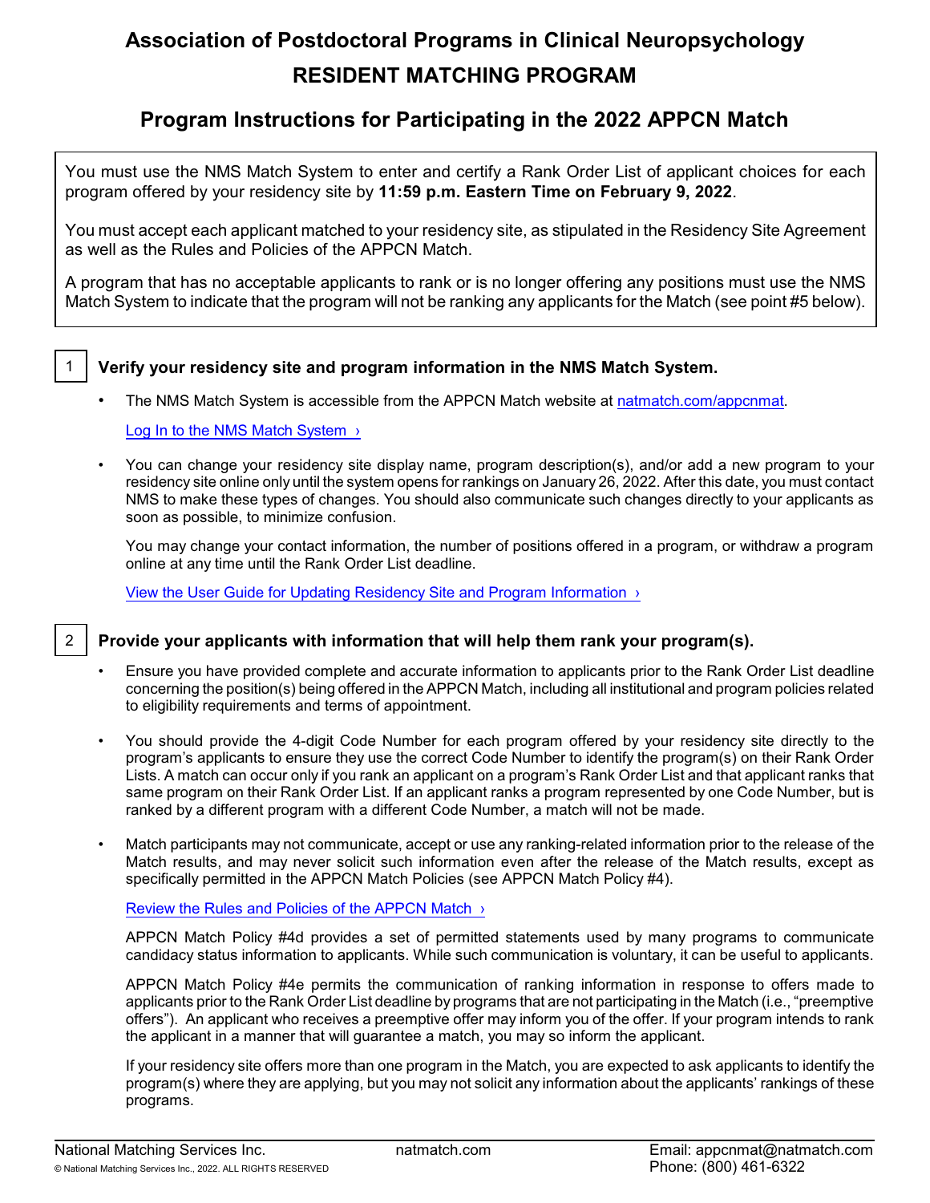# Association of Postdoctoral Programs in Clinical Neuropsychology

# RESIDENT MATCHING PROGRAM

## Program Instructions for Participating in the 2022 APPCN Match

You must use the NMS Match System to enter and certify a Rank Order List of applicant choices for each program offered by your residency site by **11:59 p.m. Eastern Time on February 9, 2022**.

You must accept each applicant matched to your residency site, as stipulated in the Residency Site Agreement as well as the Rules and Policies of the APPCN Match.

A program that has no acceptable applicants to rank or is no longer offering any positions must use the NMS Match System to indicate that the program will not be ranking any applicants for the Match (see point #5 below).

### 1 Verify your residency site and program information in the NMS Match System.

- The NMS Match System is accessible from the APPCN Match website at [natmatch.com/appcnmat](natmatch.com/appcnmat).

  Log In to the NMS Match System ›

- You can change your residency site display name, program description(s), and/or add a new program to your residency site online only until the system opens for rankings on January 26, 2022. After this date, you must contact NMS to make these types of changes. You should also communicate such changes directly to your applicants as soon as possible, to minimize confusion.

  You may change your contact information, the number of positions offered in a program, or withdraw a program online at any time until the Rank Order List deadline.

  View the User Guide for Updating Residency Site and Program Information ›

### 2 Provide your applicants with information that will help them rank your program(s).

- Ensure you have provided complete and accurate information to applicants prior to the Rank Order List deadline concerning the position(s) being offered in the APPCN Match, including all institutional and program policies related to eligibility requirements and terms of appointment.

- You should provide the 4-digit Code Number for each program offered by your residency site directly to the program's applicants to ensure they use the correct Code Number to identify the program(s) on their Rank Order Lists. A match can occur only if you rank an applicant on a program's Rank Order List and that applicant ranks that same program on their Rank Order List. If an applicant ranks a program represented by one Code Number, but is ranked by a different program with a different Code Number, a match will not be made.

- Match participants may not communicate, accept or use any ranking-related information prior to the release of the Match results, and may never solicit such information even after the release of the Match results, except as specifically permitted in the APPCN Match Policies (see APPCN Match Policy #4).

  Review the Rules and Policies of the APPCN Match ›

  APPCN Match Policy #4d provides a set of permitted statements used by many programs to communicate candidacy status information to applicants. While such communication is voluntary, it can be useful to applicants.

  APPCN Match Policy #4e permits the communication of ranking information in response to offers made to applicants prior to the Rank Order List deadline by programs that are not participating in the Match (i.e., "preemptive offers"). An applicant who receives a preemptive offer may inform you of the offer. If your program intends to rank the applicant in a manner that will guarantee a match, you may so inform the applicant.

  If your residency site offers more than one program in the Match, you are expected to ask applicants to identify the program(s) where they are applying, but you may not solicit any information about the applicants' rankings of these programs.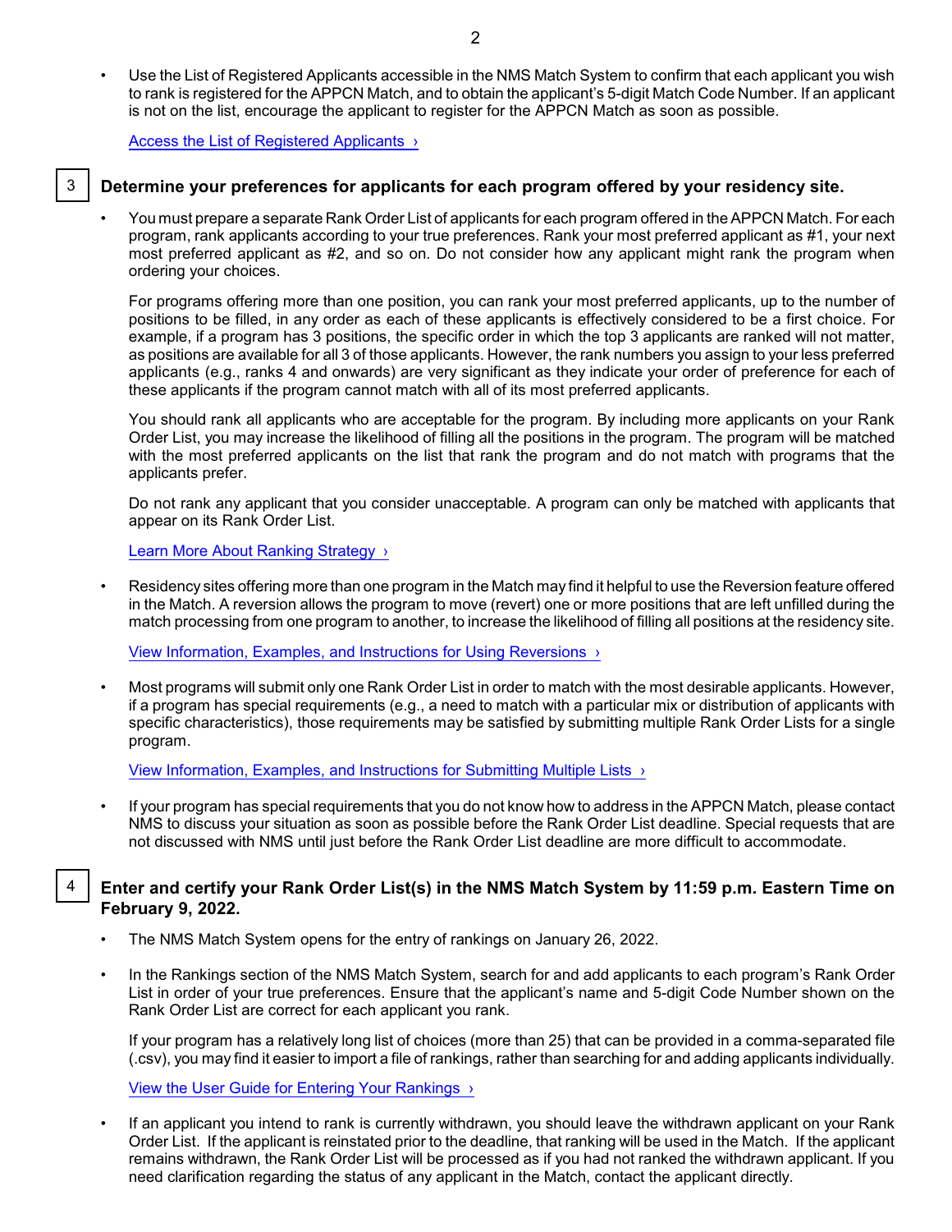- Use the List of Registered Applicants accessible in the NMS Match System to confirm that each applicant you wish to rank is registered for the APPCN Match, and to obtain the applicant's 5-digit Match Code Number. If an applicant is not on the list, encourage the applicant to register for the APPCN Match as soon as possible.

  Access the List of Registered Applicants ›

## 3 Determine your preferences for applicants for each program offered by your residency site.

- You must prepare a separate Rank Order List of applicants for each program offered in the APPCN Match. For each program, rank applicants according to your true preferences. Rank your most preferred applicant as #1, your next most preferred applicant as #2, and so on. Do not consider how any applicant might rank the program when ordering your choices.

  For programs offering more than one position, you can rank your most preferred applicants, up to the number of positions to be filled, in any order as each of these applicants is effectively considered to be a first choice. For example, if a program has 3 positions, the specific order in which the top 3 applicants are ranked will not matter, as positions are available for all 3 of those applicants. However, the rank numbers you assign to your less preferred applicants (e.g., ranks 4 and onwards) are very significant as they indicate your order of preference for each of these applicants if the program cannot match with all of its most preferred applicants.

  You should rank all applicants who are acceptable for the program. By including more applicants on your Rank Order List, you may increase the likelihood of filling all the positions in the program. The program will be matched with the most preferred applicants on the list that rank the program and do not match with programs that the applicants prefer.

  Do not rank any applicant that you consider unacceptable. A program can only be matched with applicants that appear on its Rank Order List.

  Learn More About Ranking Strategy ›

- Residency sites offering more than one program in the Match may find it helpful to use the Reversion feature offered in the Match. A reversion allows the program to move (revert) one or more positions that are left unfilled during the match processing from one program to another, to increase the likelihood of filling all positions at the residency site.

  View Information, Examples, and Instructions for Using Reversions ›

- Most programs will submit only one Rank Order List in order to match with the most desirable applicants. However, if a program has special requirements (e.g., a need to match with a particular mix or distribution of applicants with specific characteristics), those requirements may be satisfied by submitting multiple Rank Order Lists for a single program.

  View Information, Examples, and Instructions for Submitting Multiple Lists ›

- If your program has special requirements that you do not know how to address in the APPCN Match, please contact NMS to discuss your situation as soon as possible before the Rank Order List deadline. Special requests that are not discussed with NMS until just before the Rank Order List deadline are more difficult to accommodate.

## 4 Enter and certify your Rank Order List(s) in the NMS Match System by 11:59 p.m. Eastern Time on February 9, 2022.

- The NMS Match System opens for the entry of rankings on January 26, 2022.

- In the Rankings section of the NMS Match System, search for and add applicants to each program's Rank Order List in order of your true preferences. Ensure that the applicant's name and 5-digit Code Number shown on the Rank Order List are correct for each applicant you rank.

  If your program has a relatively long list of choices (more than 25) that can be provided in a comma-separated file (.csv), you may find it easier to import a file of rankings, rather than searching for and adding applicants individually.

  View the User Guide for Entering Your Rankings ›

- If an applicant you intend to rank is currently withdrawn, you should leave the withdrawn applicant on your Rank Order List. If the applicant is reinstated prior to the deadline, that ranking will be used in the Match. If the applicant remains withdrawn, the Rank Order List will be processed as if you had not ranked the withdrawn applicant. If you need clarification regarding the status of any applicant in the Match, contact the applicant directly.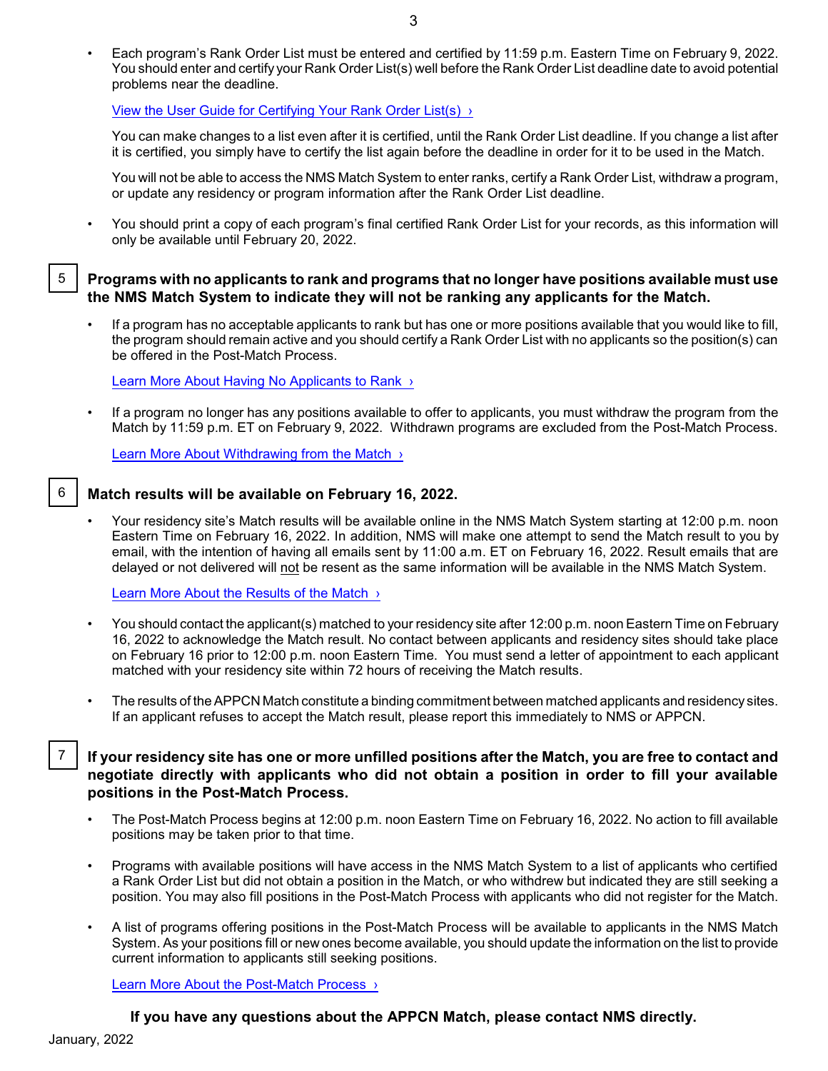- Each program's Rank Order List must be entered and certified by 11:59 p.m. Eastern Time on February 9, 2022. You should enter and certify your Rank Order List(s) well before the Rank Order List deadline date to avoid potential problems near the deadline.

  View the User Guide for Certifying Your Rank Order List(s) ›

  You can make changes to a list even after it is certified, until the Rank Order List deadline. If you change a list after it is certified, you simply have to certify the list again before the deadline in order for it to be used in the Match.

  You will not be able to access the NMS Match System to enter ranks, certify a Rank Order List, withdraw a program, or update any residency or program information after the Rank Order List deadline.

- You should print a copy of each program's final certified Rank Order List for your records, as this information will only be available until February 20, 2022.

## 5 Programs with no applicants to rank and programs that no longer have positions available must use the NMS Match System to indicate they will not be ranking any applicants for the Match.

- If a program has no acceptable applicants to rank but has one or more positions available that you would like to fill, the program should remain active and you should certify a Rank Order List with no applicants so the position(s) can be offered in the Post-Match Process.

  Learn More About Having No Applicants to Rank ›

- If a program no longer has any positions available to offer to applicants, you must withdraw the program from the Match by 11:59 p.m. ET on February 9, 2022. Withdrawn programs are excluded from the Post-Match Process.

  Learn More About Withdrawing from the Match ›

## 6 Match results will be available on February 16, 2022.

- Your residency site's Match results will be available online in the NMS Match System starting at 12:00 p.m. noon Eastern Time on February 16, 2022. In addition, NMS will make one attempt to send the Match result to you by email, with the intention of having all emails sent by 11:00 a.m. ET on February 16, 2022. Result emails that are delayed or not delivered will not be resent as the same information will be available in the NMS Match System.

  Learn More About the Results of the Match ›

- You should contact the applicant(s) matched to your residency site after 12:00 p.m. noon Eastern Time on February 16, 2022 to acknowledge the Match result. No contact between applicants and residency sites should take place on February 16 prior to 12:00 p.m. noon Eastern Time. You must send a letter of appointment to each applicant matched with your residency site within 72 hours of receiving the Match results.

- The results of the APPCN Match constitute a binding commitment between matched applicants and residency sites. If an applicant refuses to accept the Match result, please report this immediately to NMS or APPCN.

## 7 If your residency site has one or more unfilled positions after the Match, you are free to contact and negotiate directly with applicants who did not obtain a position in order to fill your available positions in the Post-Match Process.

- The Post-Match Process begins at 12:00 p.m. noon Eastern Time on February 16, 2022. No action to fill available positions may be taken prior to that time.

- Programs with available positions will have access in the NMS Match System to a list of applicants who certified a Rank Order List but did not obtain a position in the Match, or who withdrew but indicated they are still seeking a position. You may also fill positions in the Post-Match Process with applicants who did not register for the Match.

- A list of programs offering positions in the Post-Match Process will be available to applicants in the NMS Match System. As your positions fill or new ones become available, you should update the information on the list to provide current information to applicants still seeking positions.

  Learn More About the Post-Match Process ›

**If you have any questions about the APPCN Match, please contact NMS directly.**

January, 2022